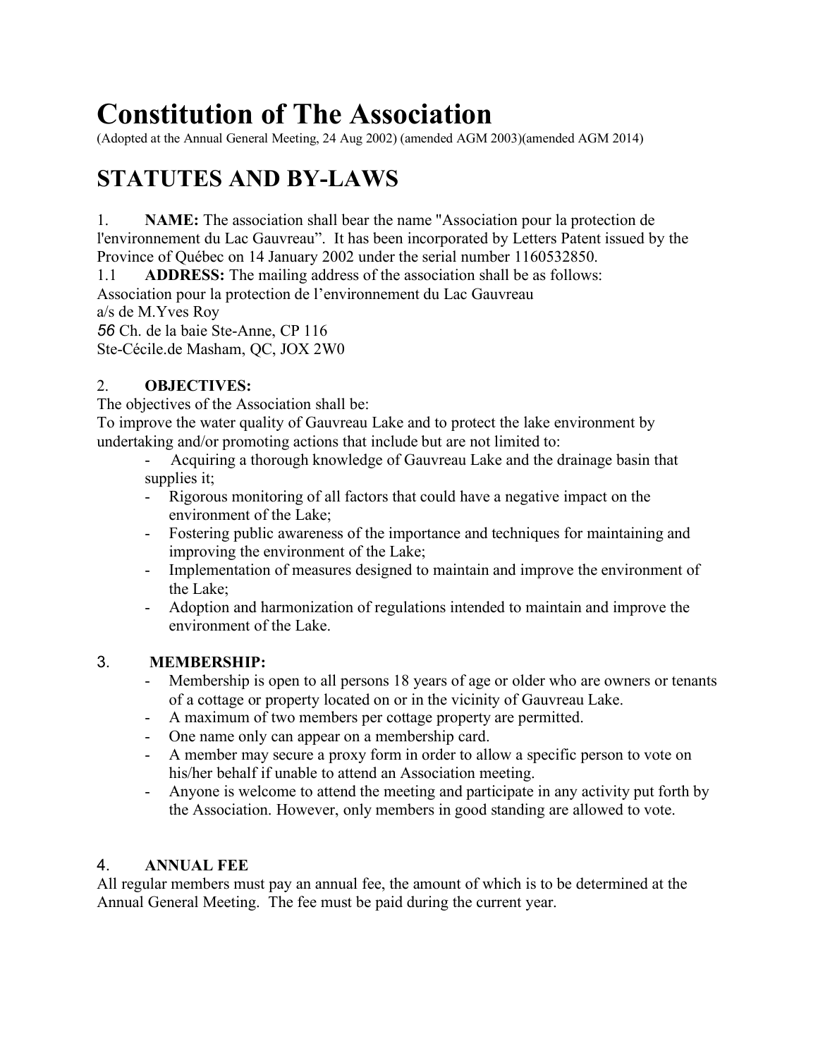# Constitution of The Association

(Adopted at the Annual General Meeting, 24 Aug 2002) (amended AGM 2003)(amended AGM 2014)

## STATUTES AND BY-LAWS

1. **NAME:** The association shall bear the name "Association pour la protection de l'environnement du Lac Gauvreau". It has been incorporated by Letters Patent issued by the Province of Québec on 14 January 2002 under the serial number 1160532850.

1.1 **ADDRESS:** The mailing address of the association shall be as follows:
Association pour la protection de l'environnement du Lac Gauvreau
a/s de M.Yves Roy
56 Ch. de la baie Ste-Anne, CP 116
Ste-Cécile.de Masham, QC, JOX 2W0

2. **OBJECTIVES:**

The objectives of the Association shall be:
To improve the water quality of Gauvreau Lake and to protect the lake environment by undertaking and/or promoting actions that include but are not limited to:

- Acquiring a thorough knowledge of Gauvreau Lake and the drainage basin that supplies it;
- Rigorous monitoring of all factors that could have a negative impact on the environment of the Lake;
- Fostering public awareness of the importance and techniques for maintaining and improving the environment of the Lake;
- Implementation of measures designed to maintain and improve the environment of the Lake;
- Adoption and harmonization of regulations intended to maintain and improve the environment of the Lake.

3. **MEMBERSHIP:**

- Membership is open to all persons 18 years of age or older who are owners or tenants of a cottage or property located on or in the vicinity of Gauvreau Lake.
- A maximum of two members per cottage property are permitted.
- One name only can appear on a membership card.
- A member may secure a proxy form in order to allow a specific person to vote on his/her behalf if unable to attend an Association meeting.
- Anyone is welcome to attend the meeting and participate in any activity put forth by the Association. However, only members in good standing are allowed to vote.

4. **ANNUAL FEE**

All regular members must pay an annual fee, the amount of which is to be determined at the Annual General Meeting. The fee must be paid during the current year.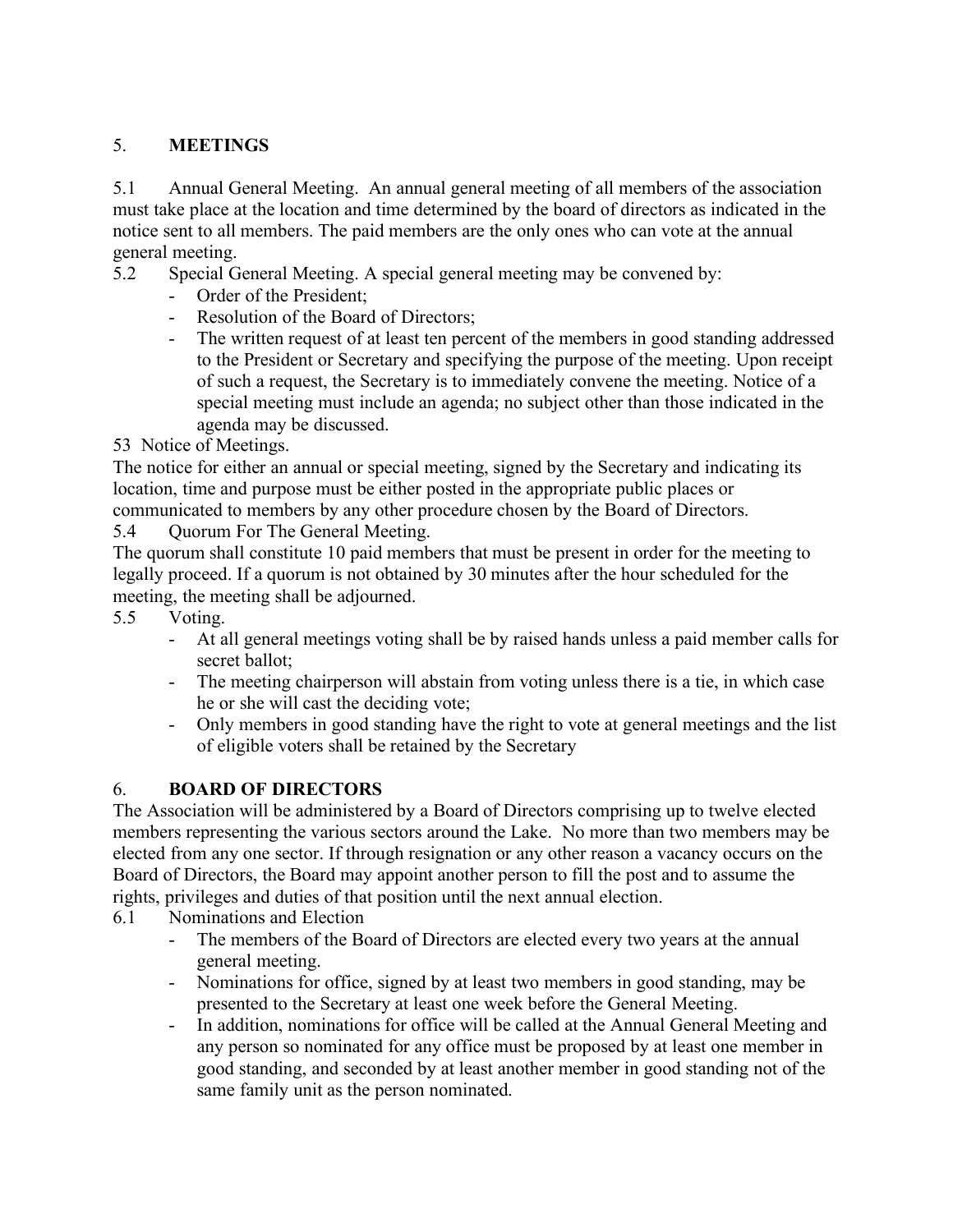## 5. MEETINGS

5.1 Annual General Meeting. An annual general meeting of all members of the association must take place at the location and time determined by the board of directors as indicated in the notice sent to all members. The paid members are the only ones who can vote at the annual general meeting.

5.2 Special General Meeting. A special general meeting may be convened by:

- Order of the President;
- Resolution of the Board of Directors;
- The written request of at least ten percent of the members in good standing addressed to the President or Secretary and specifying the purpose of the meeting. Upon receipt of such a request, the Secretary is to immediately convene the meeting. Notice of a special meeting must include an agenda; no subject other than those indicated in the agenda may be discussed.

53 Notice of Meetings.

The notice for either an annual or special meeting, signed by the Secretary and indicating its location, time and purpose must be either posted in the appropriate public places or communicated to members by any other procedure chosen by the Board of Directors.

5.4 Quorum For The General Meeting.

The quorum shall constitute 10 paid members that must be present in order for the meeting to legally proceed. If a quorum is not obtained by 30 minutes after the hour scheduled for the meeting, the meeting shall be adjourned.

5.5 Voting.

- At all general meetings voting shall be by raised hands unless a paid member calls for secret ballot;
- The meeting chairperson will abstain from voting unless there is a tie, in which case he or she will cast the deciding vote;
- Only members in good standing have the right to vote at general meetings and the list of eligible voters shall be retained by the Secretary

## 6. BOARD OF DIRECTORS

The Association will be administered by a Board of Directors comprising up to twelve elected members representing the various sectors around the Lake. No more than two members may be elected from any one sector. If through resignation or any other reason a vacancy occurs on the Board of Directors, the Board may appoint another person to fill the post and to assume the rights, privileges and duties of that position until the next annual election.

6.1 Nominations and Election

- The members of the Board of Directors are elected every two years at the annual general meeting.
- Nominations for office, signed by at least two members in good standing, may be presented to the Secretary at least one week before the General Meeting.
- In addition, nominations for office will be called at the Annual General Meeting and any person so nominated for any office must be proposed by at least one member in good standing, and seconded by at least another member in good standing not of the same family unit as the person nominated.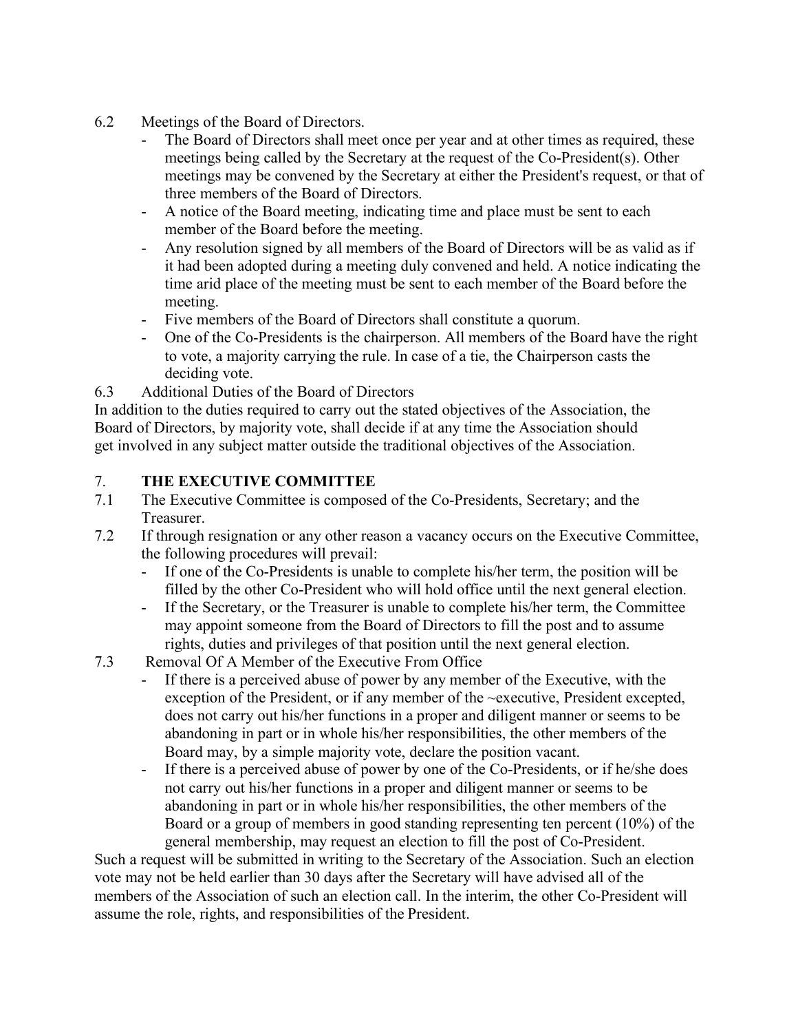6.2 Meetings of the Board of Directors.

- The Board of Directors shall meet once per year and at other times as required, these meetings being called by the Secretary at the request of the Co-President(s). Other meetings may be convened by the Secretary at either the President's request, or that of three members of the Board of Directors.
- A notice of the Board meeting, indicating time and place must be sent to each member of the Board before the meeting.
- Any resolution signed by all members of the Board of Directors will be as valid as if it had been adopted during a meeting duly convened and held. A notice indicating the time arid place of the meeting must be sent to each member of the Board before the meeting.
- Five members of the Board of Directors shall constitute a quorum.
- One of the Co-Presidents is the chairperson. All members of the Board have the right to vote, a majority carrying the rule. In case of a tie, the Chairperson casts the deciding vote.

6.3 Additional Duties of the Board of Directors

In addition to the duties required to carry out the stated objectives of the Association, the Board of Directors, by majority vote, shall decide if at any time the Association should get involved in any subject matter outside the traditional objectives of the Association.

## 7. THE EXECUTIVE COMMITTEE

7.1 The Executive Committee is composed of the Co-Presidents, Secretary; and the Treasurer.

7.2 If through resignation or any other reason a vacancy occurs on the Executive Committee, the following procedures will prevail:

- If one of the Co-Presidents is unable to complete his/her term, the position will be filled by the other Co-President who will hold office until the next general election.
- If the Secretary, or the Treasurer is unable to complete his/her term, the Committee may appoint someone from the Board of Directors to fill the post and to assume rights, duties and privileges of that position until the next general election.

7.3 Removal Of A Member of the Executive From Office

- If there is a perceived abuse of power by any member of the Executive, with the exception of the President, or if any member of the ~executive, President excepted, does not carry out his/her functions in a proper and diligent manner or seems to be abandoning in part or in whole his/her responsibilities, the other members of the Board may, by a simple majority vote, declare the position vacant.
- If there is a perceived abuse of power by one of the Co-Presidents, or if he/she does not carry out his/her functions in a proper and diligent manner or seems to be abandoning in part or in whole his/her responsibilities, the other members of the Board or a group of members in good standing representing ten percent (10%) of the general membership, may request an election to fill the post of Co-President.

Such a request will be submitted in writing to the Secretary of the Association. Such an election vote may not be held earlier than 30 days after the Secretary will have advised all of the members of the Association of such an election call. In the interim, the other Co-President will assume the role, rights, and responsibilities of the President.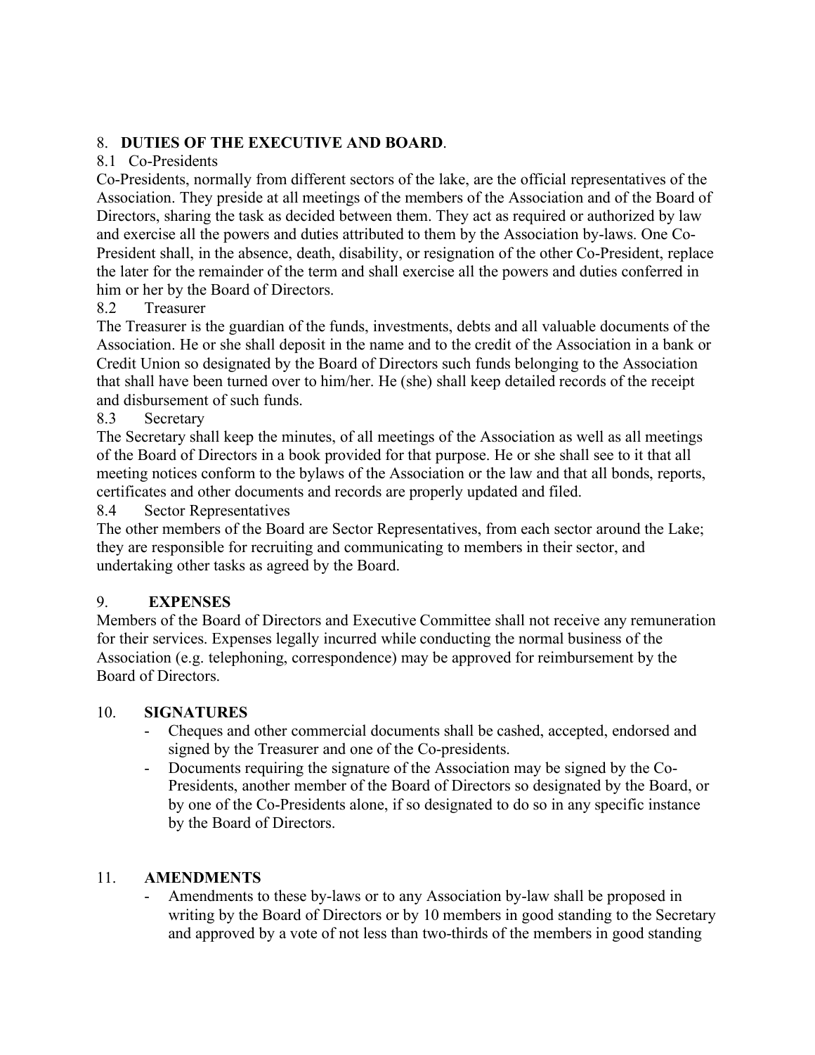## 8. **DUTIES OF THE EXECUTIVE AND BOARD**.

### 8.1 Co-Presidents

Co-Presidents, normally from different sectors of the lake, are the official representatives of the Association. They preside at all meetings of the members of the Association and of the Board of Directors, sharing the task as decided between them. They act as required or authorized by law and exercise all the powers and duties attributed to them by the Association by-laws. One Co-President shall, in the absence, death, disability, or resignation of the other Co-President, replace the later for the remainder of the term and shall exercise all the powers and duties conferred in him or her by the Board of Directors.

### 8.2 Treasurer

The Treasurer is the guardian of the funds, investments, debts and all valuable documents of the Association. He or she shall deposit in the name and to the credit of the Association in a bank or Credit Union so designated by the Board of Directors such funds belonging to the Association that shall have been turned over to him/her. He (she) shall keep detailed records of the receipt and disbursement of such funds.

### 8.3 Secretary

The Secretary shall keep the minutes, of all meetings of the Association as well as all meetings of the Board of Directors in a book provided for that purpose. He or she shall see to it that all meeting notices conform to the bylaws of the Association or the law and that all bonds, reports, certificates and other documents and records are properly updated and filed.

### 8.4 Sector Representatives

The other members of the Board are Sector Representatives, from each sector around the Lake; they are responsible for recruiting and communicating to members in their sector, and undertaking other tasks as agreed by the Board.

## 9. **EXPENSES**

Members of the Board of Directors and Executive Committee shall not receive any remuneration for their services. Expenses legally incurred while conducting the normal business of the Association (e.g. telephoning, correspondence) may be approved for reimbursement by the Board of Directors.

## 10. **SIGNATURES**

- Cheques and other commercial documents shall be cashed, accepted, endorsed and signed by the Treasurer and one of the Co-presidents.
- Documents requiring the signature of the Association may be signed by the Co-Presidents, another member of the Board of Directors so designated by the Board, or by one of the Co-Presidents alone, if so designated to do so in any specific instance by the Board of Directors.

## 11. **AMENDMENTS**

- Amendments to these by-laws or to any Association by-law shall be proposed in writing by the Board of Directors or by 10 members in good standing to the Secretary and approved by a vote of not less than two-thirds of the members in good standing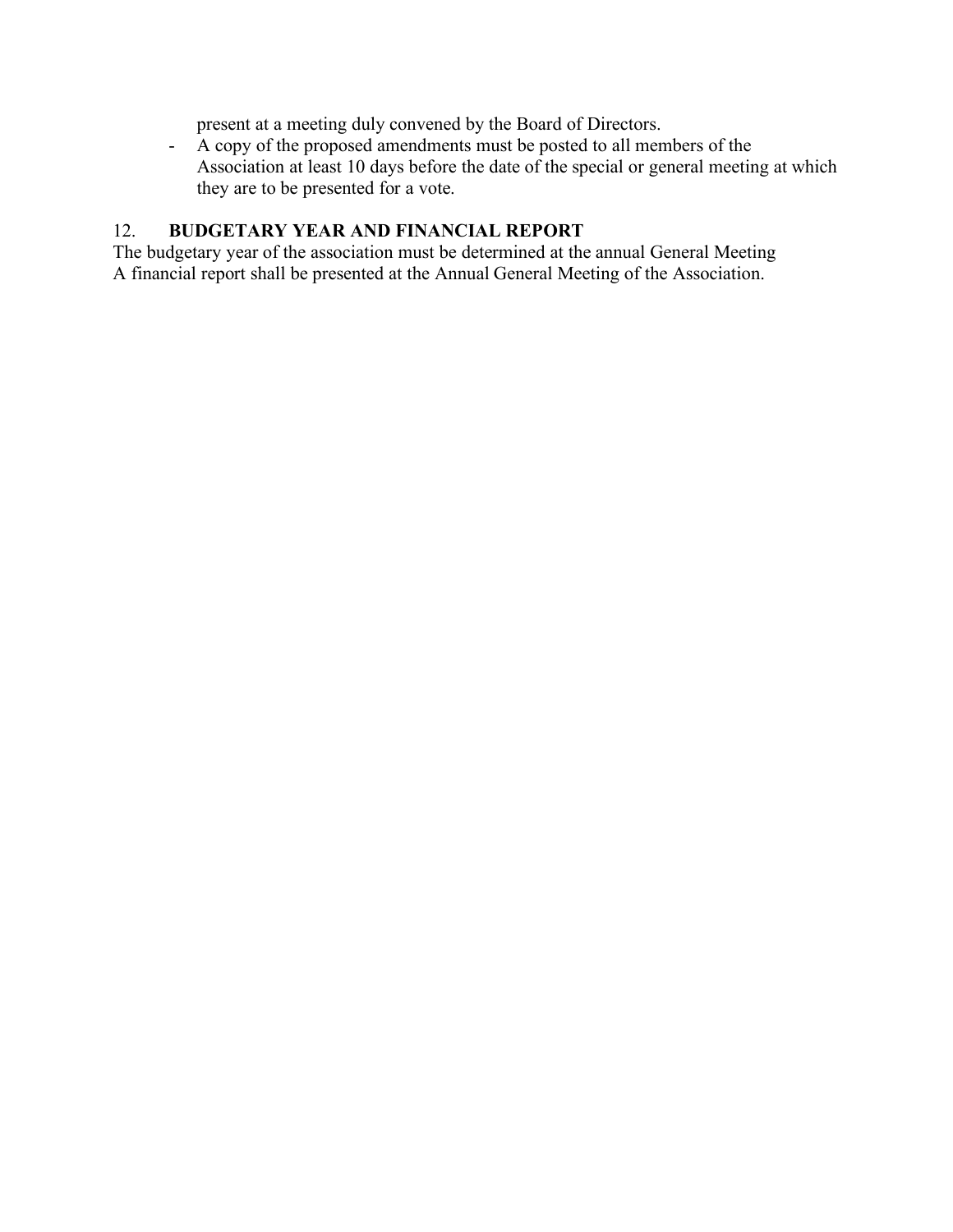present at a meeting duly convened by the Board of Directors.

- A copy of the proposed amendments must be posted to all members of the Association at least 10 days before the date of the special or general meeting at which they are to be presented for a vote.

## 12. BUDGETARY YEAR AND FINANCIAL REPORT

The budgetary year of the association must be determined at the annual General Meeting
A financial report shall be presented at the Annual General Meeting of the Association.